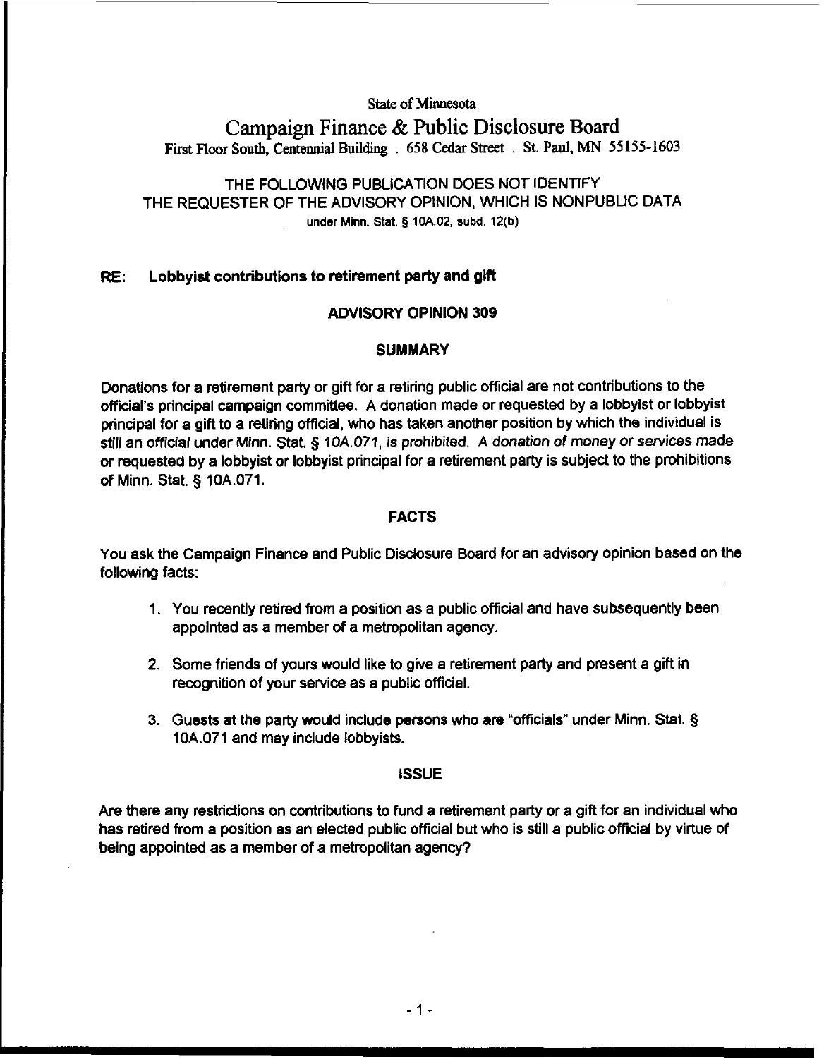State of Minnesota

# Campaign Finance & Public Disclosure Board

First Floor South, Centennial Building . 658 Cedar Street . St. Paul, MN 55155-1603

THE FOLLOWING PUBLICATION DOES NOT IDENTIFY THE REQUESTER OF THE ADVISORY OPINION, WHICH IS NONPUBLIC DATA under Minn. Stat. § 10A.02, subd. 12(b)

**RE: Lobbyist contributions to retirement party and gift**

## ADVISORY OPINION 309

### SUMMARY

Donations for a retirement party or gift for a retiring public official are not contributions to the official's principal campaign committee. A donation made or requested by a lobbyist or lobbyist principal for a gift to a retiring official, who has taken another position by which the individual is still an official under Minn. Stat. § 10A.071, is prohibited. A donation of money or services made or requested by a lobbyist or lobbyist principal for a retirement party is subject to the prohibitions of Minn. Stat. § 10A.071.

### FACTS

You ask the Campaign Finance and Public Disclosure Board for an advisory opinion based on the following facts:

1. You recently retired from a position as a public official and have subsequently been appointed as a member of a metropolitan agency.

2. Some friends of yours would like to give a retirement party and present a gift in recognition of your service as a public official.

3. Guests at the party would include persons who are "officials" under Minn. Stat. § 10A.071 and may include lobbyists.

### ISSUE

Are there any restrictions on contributions to fund a retirement party or a gift for an individual who has retired from a position as an elected public official but who is still a public official by virtue of being appointed as a member of a metropolitan agency?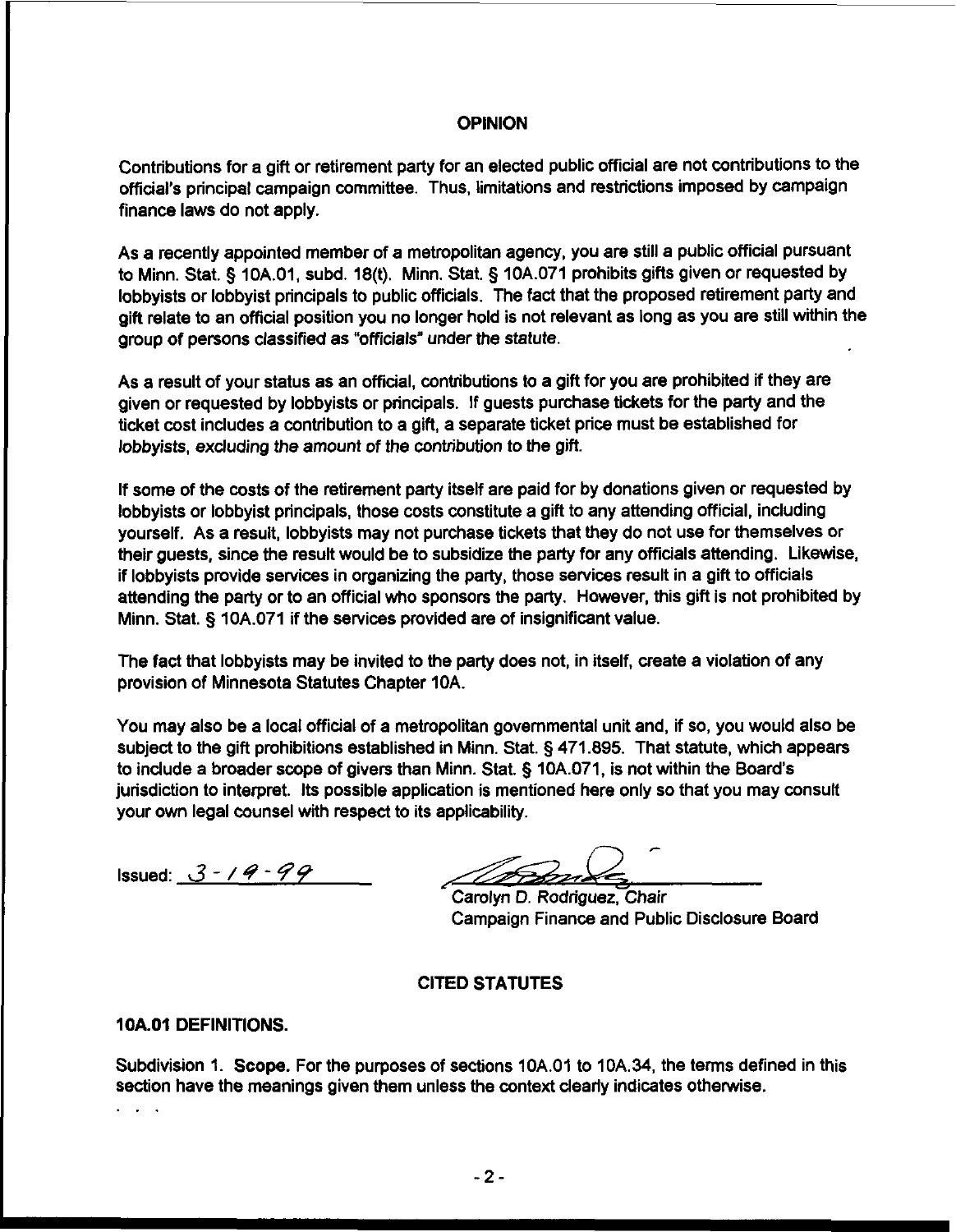## OPINION

Contributions for a gift or retirement party for an elected public official are not contributions to the official's principal campaign committee. Thus, limitations and restrictions imposed by campaign finance laws do not apply.

As a recently appointed member of a metropolitan agency, you are still a public official pursuant to Minn. Stat. § 10A.01, subd. 18(t). Minn. Stat. § 10A.071 prohibits gifts given or requested by lobbyists or lobbyist principals to public officials. The fact that the proposed retirement party and gift relate to an official position you no longer hold is not relevant as long as you are still within the group of persons classified as "officials" under the statute.

As a result of your status as an official, contributions to a gift for you are prohibited if they are given or requested by lobbyists or principals. If guests purchase tickets for the party and the ticket cost includes a contribution to a gift, a separate ticket price must be established for lobbyists, excluding the amount of the contribution to the gift.

If some of the costs of the retirement party itself are paid for by donations given or requested by lobbyists or lobbyist principals, those costs constitute a gift to any attending official, including yourself. As a result, lobbyists may not purchase tickets that they do not use for themselves or their guests, since the result would be to subsidize the party for any officials attending. Likewise, if lobbyists provide services in organizing the party, those services result in a gift to officials attending the party or to an official who sponsors the party. However, this gift is not prohibited by Minn. Stat. § 10A.071 if the services provided are of insignificant value.

The fact that lobbyists may be invited to the party does not, in itself, create a violation of any provision of Minnesota Statutes Chapter 10A.

You may also be a local official of a metropolitan governmental unit and, if so, you would also be subject to the gift prohibitions established in Minn. Stat. § 471.895. That statute, which appears to include a broader scope of givers than Minn. Stat. § 10A.071, is not within the Board's jurisdiction to interpret. Its possible application is mentioned here only so that you may consult your own legal counsel with respect to its applicability.

Issued: 3-19-99

Carolyn D. Rodriguez, Chair
Campaign Finance and Public Disclosure Board

## CITED STATUTES

### 10A.01 DEFINITIONS.

Subdivision 1. **Scope.** For the purposes of sections 10A.01 to 10A.34, the terms defined in this section have the meanings given them unless the context clearly indicates otherwise.

. . .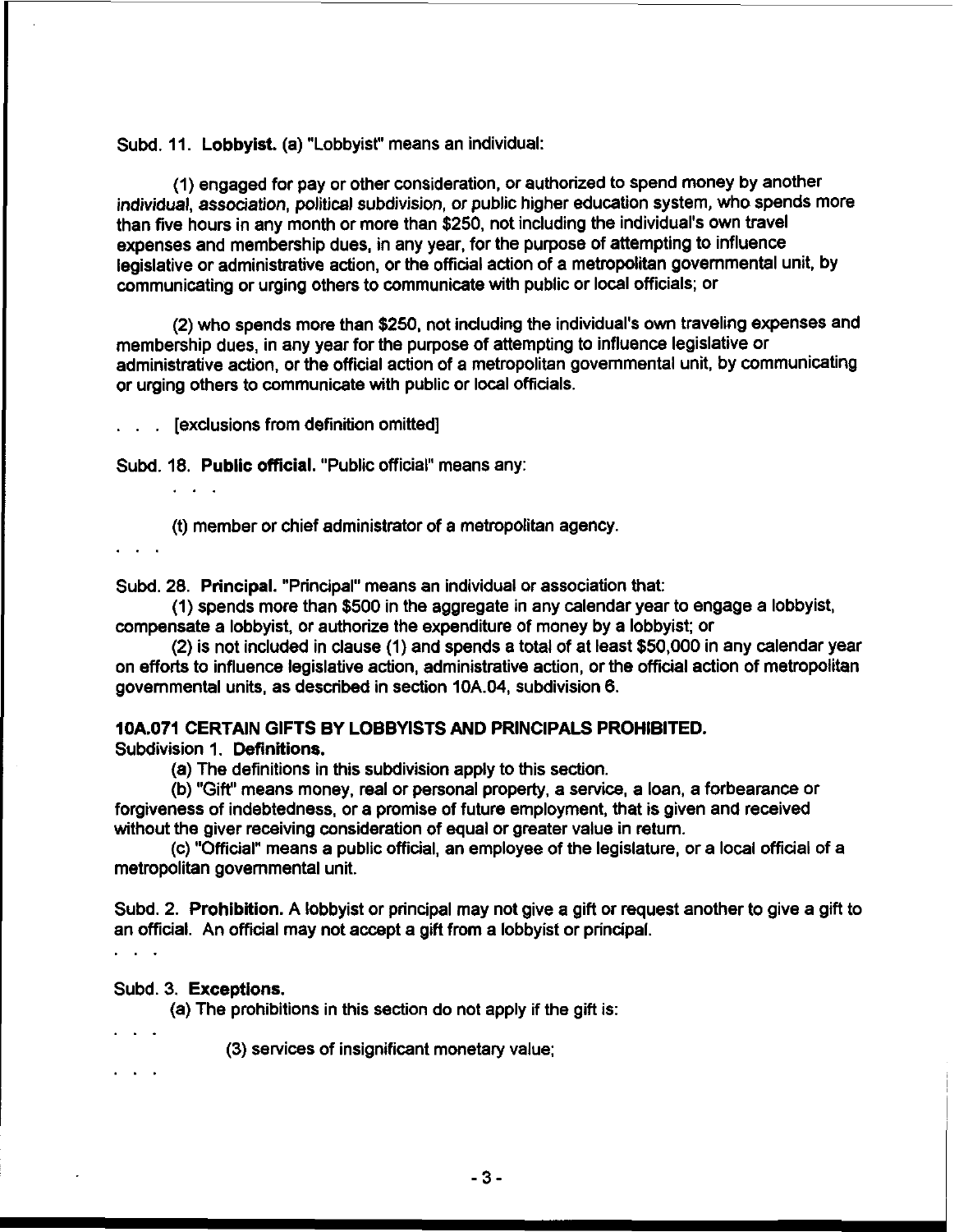Subd. 11. **Lobbyist.** (a) "Lobbyist" means an individual:

(1) engaged for pay or other consideration, or authorized to spend money by another individual, association, political subdivision, or public higher education system, who spends more than five hours in any month or more than $250, not including the individual's own travel expenses and membership dues, in any year, for the purpose of attempting to influence legislative or administrative action, or the official action of a metropolitan governmental unit, by communicating or urging others to communicate with public or local officials; or

(2) who spends more than $250, not including the individual's own traveling expenses and membership dues, in any year for the purpose of attempting to influence legislative or administrative action, or the official action of a metropolitan governmental unit, by communicating or urging others to communicate with public or local officials.

. . . [exclusions from definition omitted]

Subd. 18. **Public official.** "Public official" means any:

. . .

(t) member or chief administrator of a metropolitan agency.

. . .

Subd. 28. **Principal.** "Principal" means an individual or association that:

(1) spends more than $500 in the aggregate in any calendar year to engage a lobbyist, compensate a lobbyist, or authorize the expenditure of money by a lobbyist; or

(2) is not included in clause (1) and spends a total of at least $50,000 in any calendar year on efforts to influence legislative action, administrative action, or the official action of metropolitan governmental units, as described in section 10A.04, subdivision 6.

**10A.071 CERTAIN GIFTS BY LOBBYISTS AND PRINCIPALS PROHIBITED.**

Subdivision 1. **Definitions.**

(a) The definitions in this subdivision apply to this section.

(b) "Gift" means money, real or personal property, a service, a loan, a forbearance or forgiveness of indebtedness, or a promise of future employment, that is given and received without the giver receiving consideration of equal or greater value in return.

(c) "Official" means a public official, an employee of the legislature, or a local official of a metropolitan governmental unit.

Subd. 2. **Prohibition.** A lobbyist or principal may not give a gift or request another to give a gift to an official. An official may not accept a gift from a lobbyist or principal.

. . .

Subd. 3. **Exceptions.**

(a) The prohibitions in this section do not apply if the gift is:

. . .

(3) services of insignificant monetary value;

. . .